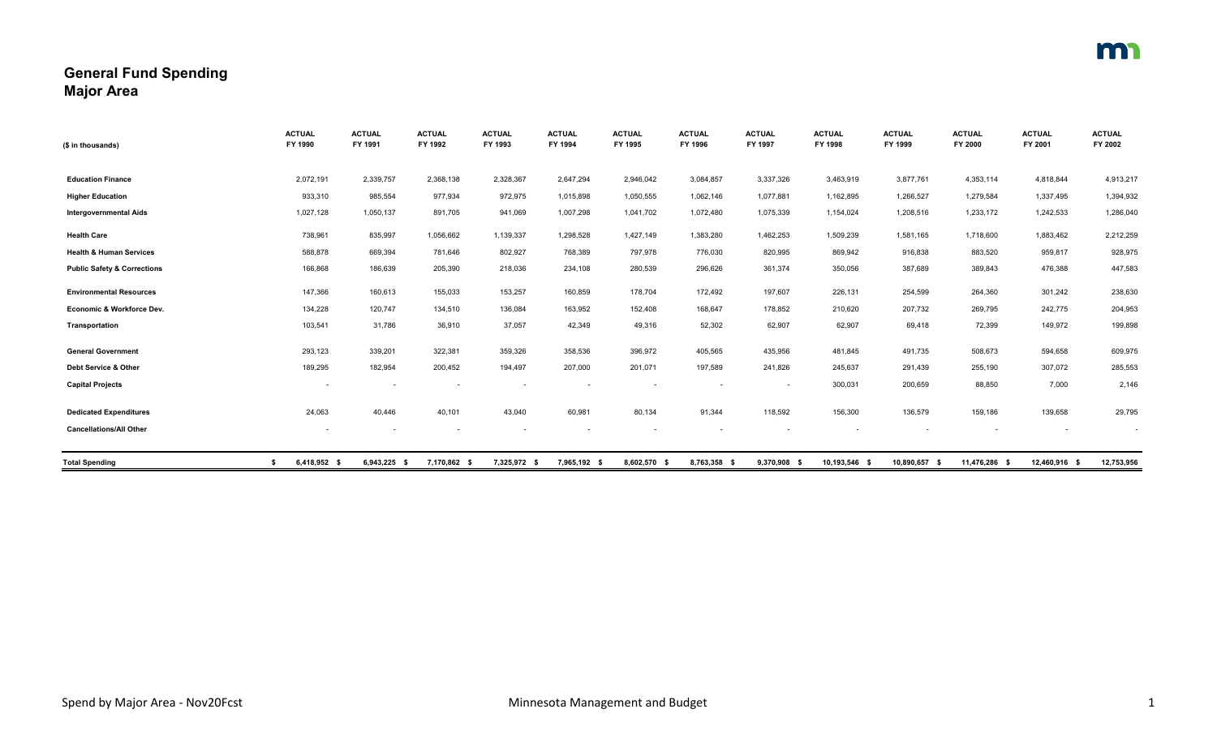# General Fund Spending
## Major Area

| ($ in thousands) | ACTUAL FY 1990 | ACTUAL FY 1991 | ACTUAL FY 1992 | ACTUAL FY 1993 | ACTUAL FY 1994 | ACTUAL FY 1995 | ACTUAL FY 1996 | ACTUAL FY 1997 | ACTUAL FY 1998 | ACTUAL FY 1999 | ACTUAL FY 2000 | ACTUAL FY 2001 | ACTUAL FY 2002 |
|---|---|---|---|---|---|---|---|---|---|---|---|---|---|
| **Education Finance** | 2,072,191 | 2,339,757 | 2,368,138 | 2,328,367 | 2,647,294 | 2,946,042 | 3,084,857 | 3,337,326 | 3,463,919 | 3,877,761 | 4,353,114 | 4,818,844 | 4,913,217 |
| **Higher Education** | 933,310 | 985,554 | 977,934 | 972,975 | 1,015,898 | 1,050,555 | 1,062,146 | 1,077,881 | 1,162,895 | 1,266,527 | 1,279,584 | 1,337,495 | 1,394,932 |
| **Intergovernmental Aids** | 1,027,128 | 1,050,137 | 891,705 | 941,069 | 1,007,298 | 1,041,702 | 1,072,480 | 1,075,339 | 1,154,024 | 1,208,516 | 1,233,172 | 1,242,533 | 1,286,040 |
| **Health Care** | 738,961 | 835,997 | 1,056,662 | 1,139,337 | 1,298,528 | 1,427,149 | 1,383,280 | 1,462,253 | 1,509,239 | 1,581,165 | 1,718,600 | 1,883,462 | 2,212,259 |
| **Health & Human Services** | 588,878 | 669,394 | 781,646 | 802,927 | 768,389 | 797,978 | 776,030 | 820,995 | 869,942 | 916,838 | 883,520 | 959,817 | 928,975 |
| **Public Safety & Corrections** | 166,868 | 186,639 | 205,390 | 218,036 | 234,108 | 280,539 | 296,626 | 361,374 | 350,056 | 387,689 | 389,843 | 476,388 | 447,583 |
| **Environmental Resources** | 147,366 | 160,613 | 155,033 | 153,257 | 160,859 | 178,704 | 172,492 | 197,607 | 226,131 | 254,599 | 264,360 | 301,242 | 238,630 |
| **Economic & Workforce Dev.** | 134,228 | 120,747 | 134,510 | 136,084 | 163,952 | 152,408 | 168,647 | 178,852 | 210,620 | 207,732 | 269,795 | 242,775 | 204,953 |
| **Transportation** | 103,541 | 31,786 | 36,910 | 37,057 | 42,349 | 49,316 | 52,302 | 62,907 | 62,907 | 69,418 | 72,399 | 149,972 | 199,898 |
| **General Government** | 293,123 | 339,201 | 322,381 | 359,326 | 358,536 | 396,972 | 405,565 | 435,956 | 481,845 | 491,735 | 508,673 | 594,658 | 609,975 |
| **Debt Service & Other** | 189,295 | 182,954 | 200,452 | 194,497 | 207,000 | 201,071 | 197,589 | 241,826 | 245,637 | 291,439 | 255,190 | 307,072 | 285,553 |
| **Capital Projects** | - | - | - | - | - | - | - | - | 300,031 | 200,659 | 88,850 | 7,000 | 2,146 |
| **Dedicated Expenditures** | 24,063 | 40,446 | 40,101 | 43,040 | 60,981 | 80,134 | 91,344 | 118,592 | 156,300 | 136,579 | 159,186 | 139,658 | 29,795 |
| **Cancellations/All Other** | - | - | - | - | - | - | - | - | - | - | - | - | - |
| **Total Spending** | $ 6,418,952 | $ 6,943,225 | $ 7,170,862 | $ 7,325,972 | $ 7,965,192 | $ 8,602,570 | $ 8,763,358 | $ 9,370,908 | $ 10,193,546 | $ 10,890,657 | $ 11,476,286 | $ 12,460,916 | $ 12,753,956 |

Spend by Major Area - Nov20Fcst

Minnesota Management and Budget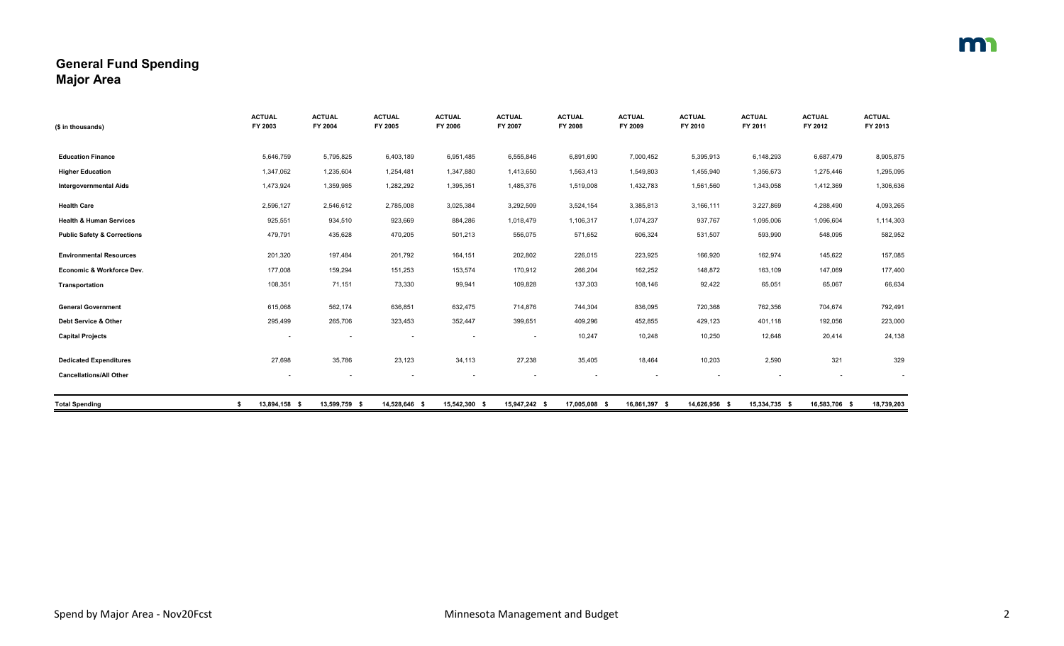## General Fund Spending
## Major Area

| ($ in thousands) | ACTUAL FY 2003 | ACTUAL FY 2004 | ACTUAL FY 2005 | ACTUAL FY 2006 | ACTUAL FY 2007 | ACTUAL FY 2008 | ACTUAL FY 2009 | ACTUAL FY 2010 | ACTUAL FY 2011 | ACTUAL FY 2012 | ACTUAL FY 2013 |
|---|---|---|---|---|---|---|---|---|---|---|---|
| **Education Finance** | 5,646,759 | 5,795,825 | 6,403,189 | 6,951,485 | 6,555,846 | 6,891,690 | 7,000,452 | 5,395,913 | 6,148,293 | 6,687,479 | 8,905,875 |
| **Higher Education** | 1,347,062 | 1,235,604 | 1,254,481 | 1,347,880 | 1,413,650 | 1,563,413 | 1,549,803 | 1,455,940 | 1,356,673 | 1,275,446 | 1,295,095 |
| **Intergovernmental Aids** | 1,473,924 | 1,359,985 | 1,282,292 | 1,395,351 | 1,485,376 | 1,519,008 | 1,432,783 | 1,561,560 | 1,343,058 | 1,412,369 | 1,306,636 |
| **Health Care** | 2,596,127 | 2,546,612 | 2,785,008 | 3,025,384 | 3,292,509 | 3,524,154 | 3,385,813 | 3,166,111 | 3,227,869 | 4,288,490 | 4,093,265 |
| **Health & Human Services** | 925,551 | 934,510 | 923,669 | 884,286 | 1,018,479 | 1,106,317 | 1,074,237 | 937,767 | 1,095,006 | 1,096,604 | 1,114,303 |
| **Public Safety & Corrections** | 479,791 | 435,628 | 470,205 | 501,213 | 556,075 | 571,652 | 606,324 | 531,507 | 593,990 | 548,095 | 582,952 |
| **Environmental Resources** | 201,320 | 197,484 | 201,792 | 164,151 | 202,802 | 226,015 | 223,925 | 166,920 | 162,974 | 145,622 | 157,085 |
| **Economic & Workforce Dev.** | 177,008 | 159,294 | 151,253 | 153,574 | 170,912 | 266,204 | 162,252 | 148,872 | 163,109 | 147,069 | 177,400 |
| **Transportation** | 108,351 | 71,151 | 73,330 | 99,941 | 109,828 | 137,303 | 108,146 | 92,422 | 65,051 | 65,067 | 66,634 |
| **General Government** | 615,068 | 562,174 | 636,851 | 632,475 | 714,876 | 744,304 | 836,095 | 720,368 | 762,356 | 704,674 | 792,491 |
| **Debt Service & Other** | 295,499 | 265,706 | 323,453 | 352,447 | 399,651 | 409,296 | 452,855 | 429,123 | 401,118 | 192,056 | 223,000 |
| **Capital Projects** | - | - | - | - | - | 10,247 | 10,248 | 10,250 | 12,648 | 20,414 | 24,138 |
| **Dedicated Expenditures** | 27,698 | 35,786 | 23,123 | 34,113 | 27,238 | 35,405 | 18,464 | 10,203 | 2,590 | 321 | 329 |
| **Cancellations/All Other** | - | - | - | - | - | - | - | - | - | - | - |
| **Total Spending** | $ 13,894,158 | $ 13,599,759 | $ 14,528,646 | $ 15,542,300 | $ 15,947,242 | $ 17,005,008 | $ 16,861,397 | $ 14,626,956 | $ 15,334,735 | $ 16,583,706 | $ 18,739,203 |

Spend by Major Area - Nov20Fcst

Minnesota Management and Budget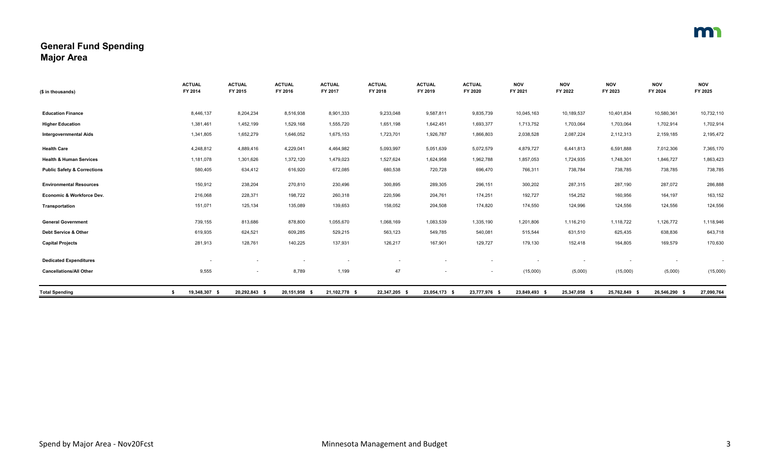## General Fund Spending
## Major Area

| ($ in thousands) | ACTUAL FY 2014 | ACTUAL FY 2015 | ACTUAL FY 2016 | ACTUAL FY 2017 | ACTUAL FY 2018 | ACTUAL FY 2019 | ACTUAL FY 2020 | NOV FY 2021 | NOV FY 2022 | NOV FY 2023 | NOV FY 2024 | NOV FY 2025 |
|---|---|---|---|---|---|---|---|---|---|---|---|---|
| **Education Finance** | 8,446,137 | 8,204,234 | 8,516,938 | 8,901,333 | 9,233,048 | 9,587,811 | 9,835,739 | 10,045,163 | 10,189,537 | 10,401,834 | 10,580,361 | 10,732,110 |
| **Higher Education** | 1,381,461 | 1,452,199 | 1,529,168 | 1,555,720 | 1,651,198 | 1,642,451 | 1,693,377 | 1,713,752 | 1,703,064 | 1,703,064 | 1,702,914 | 1,702,914 |
| **Intergovernmental Aids** | 1,341,805 | 1,652,279 | 1,646,052 | 1,675,153 | 1,723,701 | 1,926,787 | 1,866,803 | 2,038,528 | 2,087,224 | 2,112,313 | 2,159,185 | 2,195,472 |
| **Health Care** | 4,248,812 | 4,889,416 | 4,229,041 | 4,464,982 | 5,093,997 | 5,051,639 | 5,072,579 | 4,879,727 | 6,441,813 | 6,591,888 | 7,012,306 | 7,365,170 |
| **Health & Human Services** | 1,181,078 | 1,301,626 | 1,372,120 | 1,479,023 | 1,527,624 | 1,624,958 | 1,962,788 | 1,857,053 | 1,724,935 | 1,748,301 | 1,846,727 | 1,863,423 |
| **Public Safety & Corrections** | 580,405 | 634,412 | 616,920 | 672,085 | 680,538 | 720,728 | 696,470 | 766,311 | 738,784 | 738,785 | 738,785 | 738,785 |
| **Environmental Resources** | 150,912 | 238,204 | 270,810 | 230,496 | 300,895 | 289,305 | 296,151 | 300,202 | 287,315 | 287,190 | 287,072 | 286,888 |
| **Economic & Workforce Dev.** | 216,068 | 228,371 | 198,722 | 260,318 | 220,596 | 204,761 | 174,251 | 192,727 | 154,252 | 160,956 | 164,197 | 163,152 |
| **Transportation** | 151,071 | 125,134 | 135,089 | 139,653 | 158,052 | 204,508 | 174,820 | 174,550 | 124,996 | 124,556 | 124,556 | 124,556 |
| **General Government** | 739,155 | 813,686 | 878,800 | 1,055,670 | 1,068,169 | 1,083,539 | 1,335,190 | 1,201,806 | 1,116,210 | 1,118,722 | 1,126,772 | 1,118,946 |
| **Debt Service & Other** | 619,935 | 624,521 | 609,285 | 529,215 | 563,123 | 549,785 | 540,081 | 515,544 | 631,510 | 625,435 | 638,836 | 643,718 |
| **Capital Projects** | 281,913 | 128,761 | 140,225 | 137,931 | 126,217 | 167,901 | 129,727 | 179,130 | 152,418 | 164,805 | 169,579 | 170,630 |
| **Dedicated Expenditures** | - | - | - | - | - | - | - | - | - | - | - | - |
| **Cancellations/All Other** | 9,555 | - | 8,789 | 1,199 | 47 | - | - | (15,000) | (5,000) | (15,000) | (5,000) | (15,000) |
| **Total Spending** | $ 19,348,307 | $ 20,292,843 | $ 20,151,958 | $ 21,102,778 | $ 22,347,205 | $ 23,054,173 | $ 23,777,976 | $ 23,849,493 | $ 25,347,058 | $ 25,762,849 | $ 26,546,290 | $ 27,090,764 |